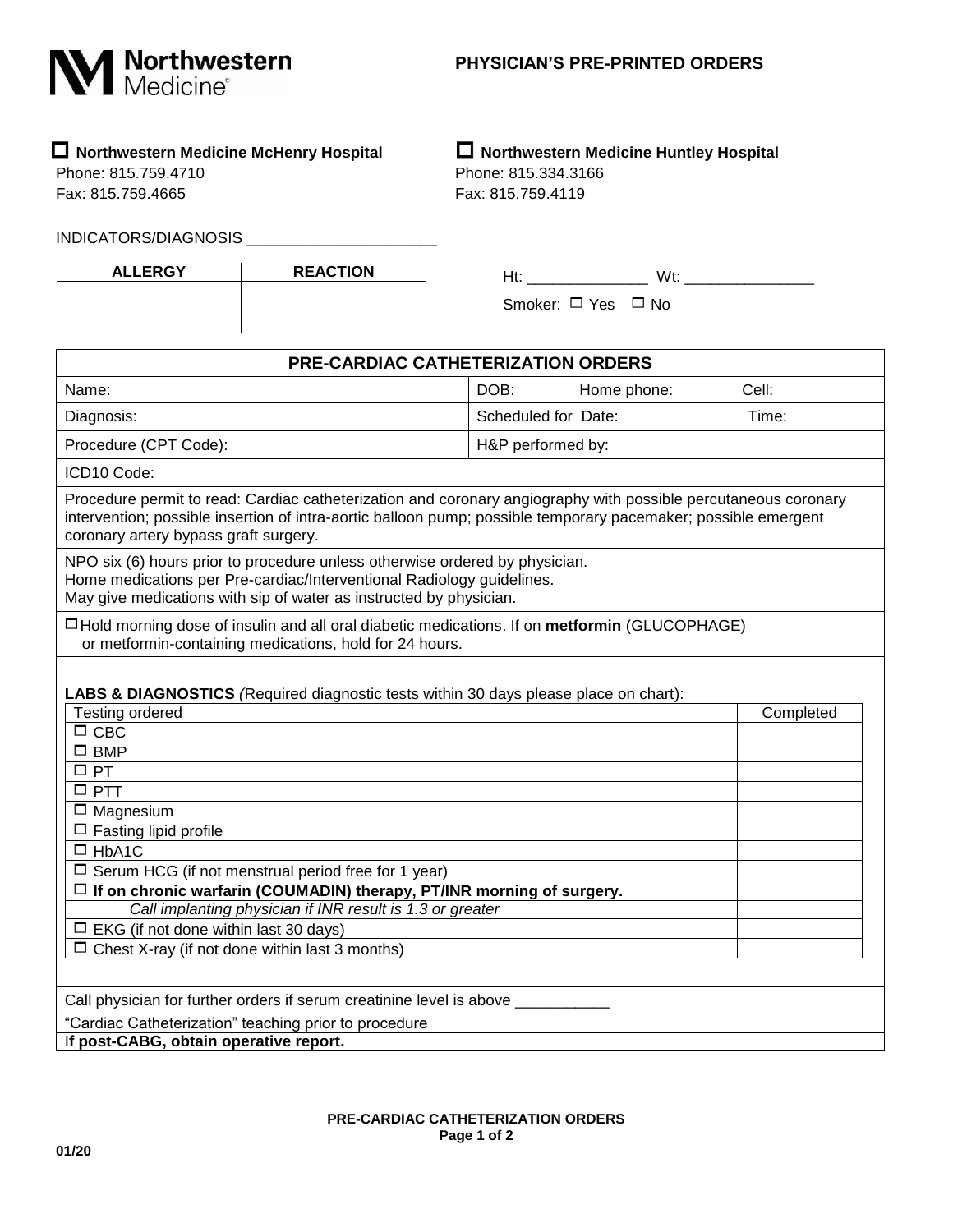Northwestern Medicine®

# PHYSICIAN'S PRE-PRINTED ORDERS

☐ **Northwestern Medicine McHenry Hospital**
Phone: 815.759.4710
Fax: 815.759.4665

☐ **Northwestern Medicine Huntley Hospital**
Phone: 815.334.3166
Fax: 815.759.4119

INDICATORS/DIAGNOSIS ______________________

| ALLERGY | REACTION |
|---|---|
| | |
| | |

Ht: ______________ Wt: _______________

Smoker: ☐ Yes ☐ No

## PRE-CARDIAC CATHETERIZATION ORDERS

| | |
|---|---|
| Name: | DOB: Home phone: Cell: |
| Diagnosis: | Scheduled for Date: Time: |
| Procedure (CPT Code): | H&P performed by: |
| ICD10 Code: | |

Procedure permit to read: Cardiac catheterization and coronary angiography with possible percutaneous coronary intervention; possible insertion of intra-aortic balloon pump; possible temporary pacemaker; possible emergent coronary artery bypass graft surgery.

NPO six (6) hours prior to procedure unless otherwise ordered by physician.
Home medications per Pre-cardiac/Interventional Radiology guidelines.
May give medications with sip of water as instructed by physician.

☐ Hold morning dose of insulin and all oral diabetic medications. If on **metformin** (GLUCOPHAGE) or metformin-containing medications, hold for 24 hours.

**LABS & DIAGNOSTICS** *(*Required diagnostic tests within 30 days please place on chart):

| Testing ordered | Completed |
|---|---|
| ☐ CBC | |
| ☐ BMP | |
| ☐ PT | |
| ☐ PTT | |
| ☐ Magnesium | |
| ☐ Fasting lipid profile | |
| ☐ HbA1C | |
| ☐ Serum HCG (if not menstrual period free for 1 year) | |
| ☐ **If on chronic warfarin (COUMADIN) therapy, PT/INR morning of surgery.** | |
| *Call implanting physician if INR result is 1.3 or greater* | |
| ☐ EKG (if not done within last 30 days) | |
| ☐ Chest X-ray (if not done within last 3 months) | |

Call physician for further orders if serum creatinine level is above ___________

"Cardiac Catheterization" teaching prior to procedure

I**f post-CABG, obtain operative report.**

PRE-CARDIAC CATHETERIZATION ORDERS

01/20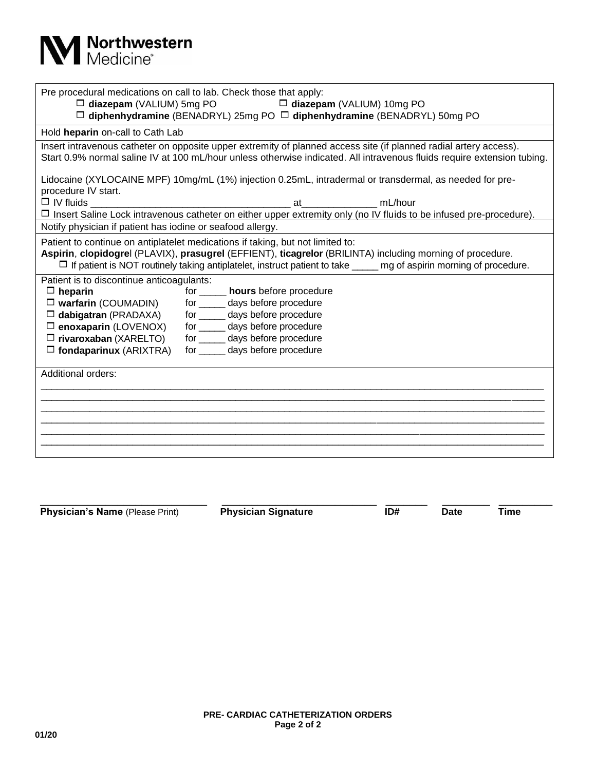Northwestern Medicine

Pre procedural medications on call to lab. Check those that apply:

- ☐ **diazepam** (VALIUM) 5mg PO
- ☐ **diazepam** (VALIUM) 10mg PO
- ☐ **diphenhydramine** (BENADRYL) 25mg PO
- ☐ **diphenhydramine** (BENADRYL) 50mg PO

Hold **heparin** on-call to Cath Lab

Insert intravenous catheter on opposite upper extremity of planned access site (if planned radial artery access). Start 0.9% normal saline IV at 100 mL/hour unless otherwise indicated. All intravenous fluids require extension tubing.

Lidocaine (XYLOCAINE MPF) 10mg/mL (1%) injection 0.25mL, intradermal or transdermal, as needed for pre-procedure IV start.

☐ IV fluids ____________________________________ at______________ mL/hour

☐ Insert Saline Lock intravenous catheter on either upper extremity only (no IV fluids to be infused pre-procedure).

Notify physician if patient has iodine or seafood allergy.

Patient to continue on antiplatelet medications if taking, but not limited to:
**Aspirin**, **clopidogre**l (PLAVIX), **prasugrel** (EFFIENT), **ticagrelor** (BRILINTA) including morning of procedure.

☐ If patient is NOT routinely taking antiplatelet, instruct patient to take _____ mg of aspirin morning of procedure.

Patient is to discontinue anticoagulants:

| | |
|---|---|
| ☐ **heparin** | for _____ **hours** before procedure |
| ☐ **warfarin** (COUMADIN) | for _____ days before procedure |
| ☐ **dabigatran** (PRADAXA) | for _____ days before procedure |
| ☐ **enoxaparin** (LOVENOX) | for _____ days before procedure |
| ☐ **rivaroxaban** (XARELTO) | for _____ days before procedure |
| ☐ **fondaparinux** (ARIXTRA) | for _____ days before procedure |

Additional orders:

______________________________________________________________________________
______________________________________________________________________________
______________________________________________________________________________
______________________________________________________________________________
______________________________________________________________________________
______________________________________________________________________________

| ______________________ | ______________________ | ________ | ________ | ________ |
|---|---|---|---|---|
| **Physician's Name** (Please Print) | **Physician Signature** | **ID#** | **Date** | **Time** |

**PRE- CARDIAC CATHETERIZATION ORDERS**

**01/20**